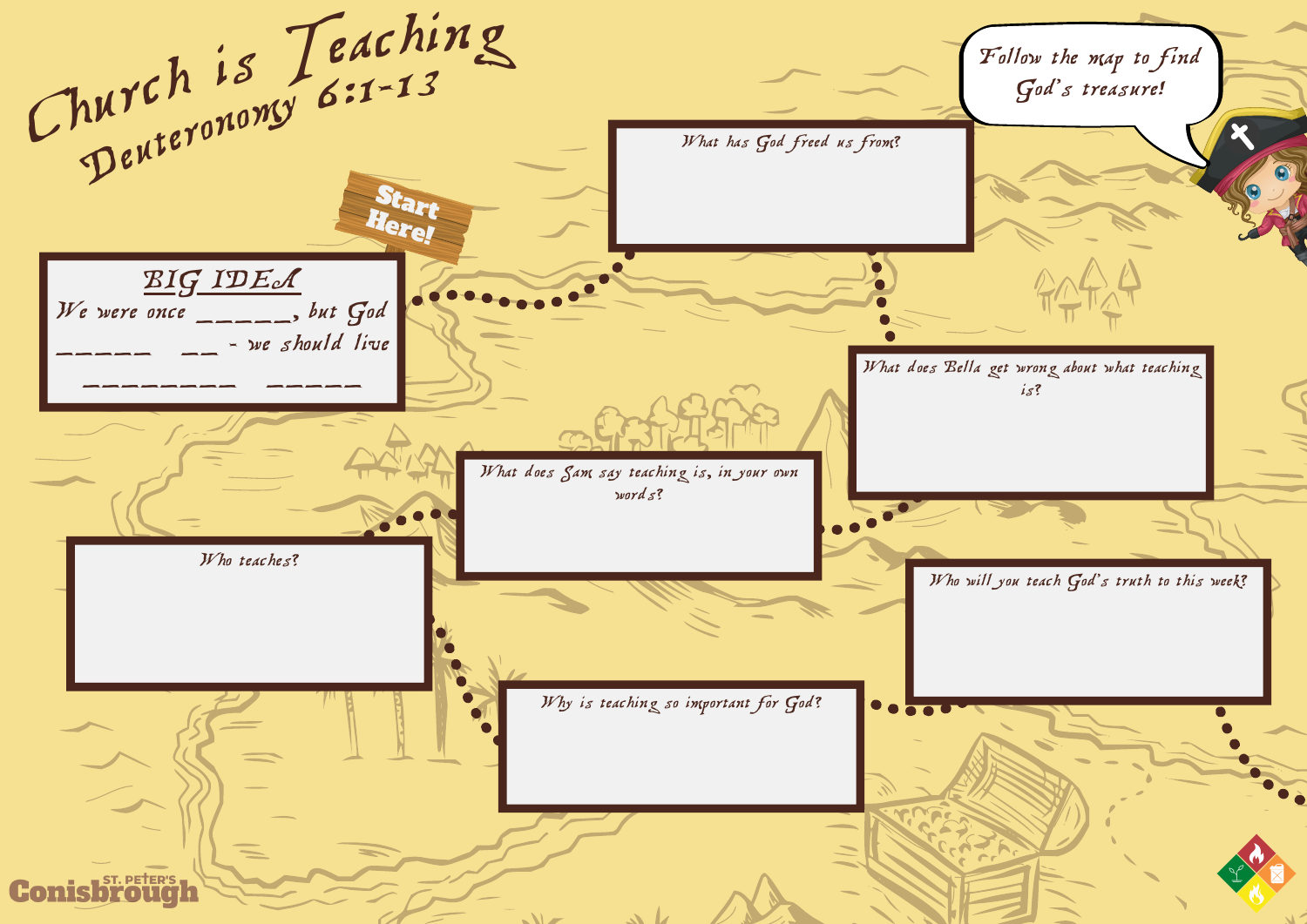# Church is Teaching
## Deuteronomy 6:1-13

Follow the map to find God's treasure!

Start Here!

**BIG IDEA**

We were once ______, but God _____ __ - we should live _________ _____

What has God freed us from?

What does Bella get wrong about what teaching is?

What does Sam say teaching is, in your own words?

Who teaches?

Why is teaching so important for God?

Who will you teach God's truth to this week?

St. Peter's Conisbrough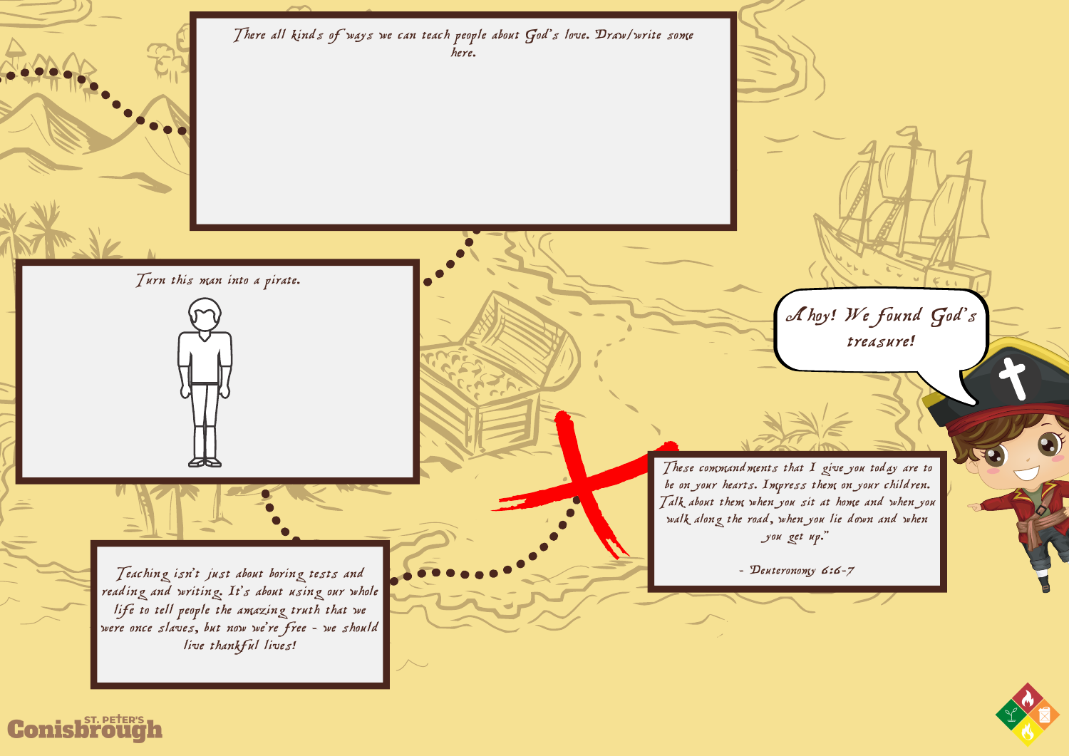There all kinds of ways we can teach people about God's love. Draw/write some here.

Turn this man into a pirate.

Teaching isn't just about boring tests and reading and writing. It's about using our whole life to tell people the amazing truth that we were once slaves, but now we're free - we should live thankful lives!

Ahoy! We found God's treasure!

These commandments that I give you today are to be on your hearts. Impress them on your children. Talk about them when you sit at home and when you walk along the road, when you lie down and when you get up."

- Deuteronomy 6:6-7

ST. PETER'S Conisbrough